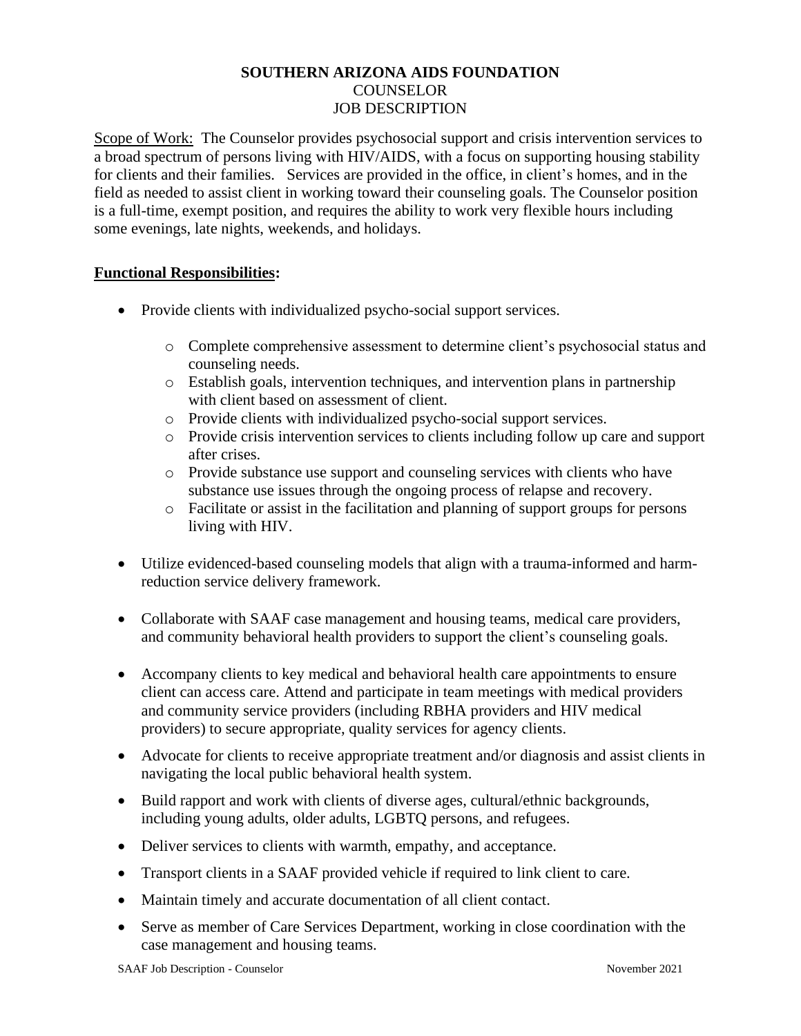**SOUTHERN ARIZONA AIDS FOUNDATION**
COUNSELOR
JOB DESCRIPTION

Scope of Work: The Counselor provides psychosocial support and crisis intervention services to a broad spectrum of persons living with HIV/AIDS, with a focus on supporting housing stability for clients and their families. Services are provided in the office, in client's homes, and in the field as needed to assist client in working toward their counseling goals. The Counselor position is a full-time, exempt position, and requires the ability to work very flexible hours including some evenings, late nights, weekends, and holidays.

**Functional Responsibilities:**

- Provide clients with individualized psycho-social support services.
  - Complete comprehensive assessment to determine client's psychosocial status and counseling needs.
  - Establish goals, intervention techniques, and intervention plans in partnership with client based on assessment of client.
  - Provide clients with individualized psycho-social support services.
  - Provide crisis intervention services to clients including follow up care and support after crises.
  - Provide substance use support and counseling services with clients who have substance use issues through the ongoing process of relapse and recovery.
  - Facilitate or assist in the facilitation and planning of support groups for persons living with HIV.
- Utilize evidenced-based counseling models that align with a trauma-informed and harm-reduction service delivery framework.
- Collaborate with SAAF case management and housing teams, medical care providers, and community behavioral health providers to support the client's counseling goals.
- Accompany clients to key medical and behavioral health care appointments to ensure client can access care. Attend and participate in team meetings with medical providers and community service providers (including RBHA providers and HIV medical providers) to secure appropriate, quality services for agency clients.
- Advocate for clients to receive appropriate treatment and/or diagnosis and assist clients in navigating the local public behavioral health system.
- Build rapport and work with clients of diverse ages, cultural/ethnic backgrounds, including young adults, older adults, LGBTQ persons, and refugees.
- Deliver services to clients with warmth, empathy, and acceptance.
- Transport clients in a SAAF provided vehicle if required to link client to care.
- Maintain timely and accurate documentation of all client contact.
- Serve as member of Care Services Department, working in close coordination with the case management and housing teams.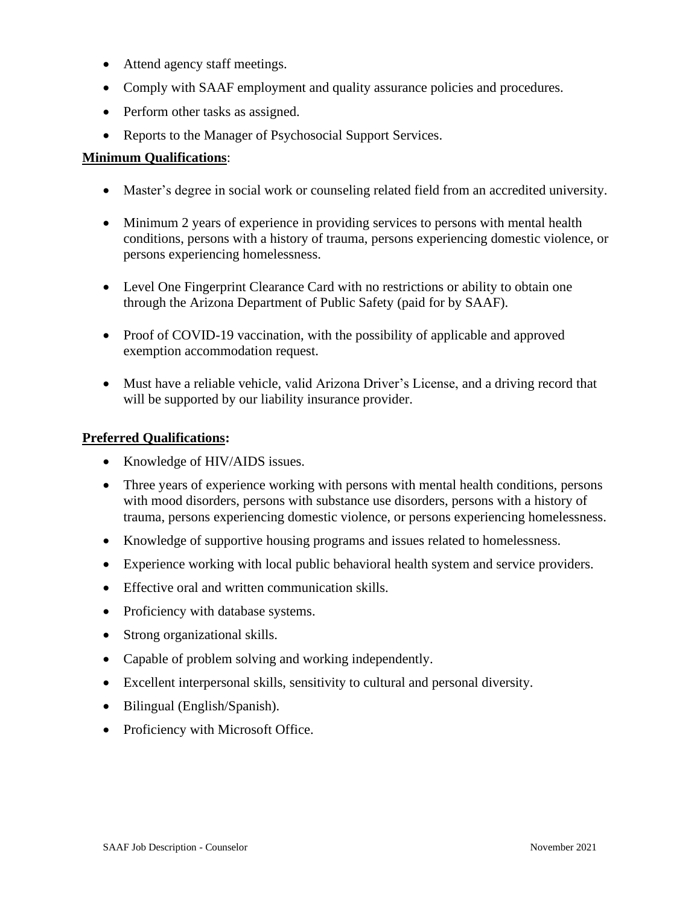- Attend agency staff meetings.
- Comply with SAAF employment and quality assurance policies and procedures.
- Perform other tasks as assigned.
- Reports to the Manager of Psychosocial Support Services.

**Minimum Qualifications**:

- Master's degree in social work or counseling related field from an accredited university.
- Minimum 2 years of experience in providing services to persons with mental health conditions, persons with a history of trauma, persons experiencing domestic violence, or persons experiencing homelessness.
- Level One Fingerprint Clearance Card with no restrictions or ability to obtain one through the Arizona Department of Public Safety (paid for by SAAF).
- Proof of COVID-19 vaccination, with the possibility of applicable and approved exemption accommodation request.
- Must have a reliable vehicle, valid Arizona Driver's License, and a driving record that will be supported by our liability insurance provider.

**Preferred Qualifications:**

- Knowledge of HIV/AIDS issues.
- Three years of experience working with persons with mental health conditions, persons with mood disorders, persons with substance use disorders, persons with a history of trauma, persons experiencing domestic violence, or persons experiencing homelessness.
- Knowledge of supportive housing programs and issues related to homelessness.
- Experience working with local public behavioral health system and service providers.
- Effective oral and written communication skills.
- Proficiency with database systems.
- Strong organizational skills.
- Capable of problem solving and working independently.
- Excellent interpersonal skills, sensitivity to cultural and personal diversity.
- Bilingual (English/Spanish).
- Proficiency with Microsoft Office.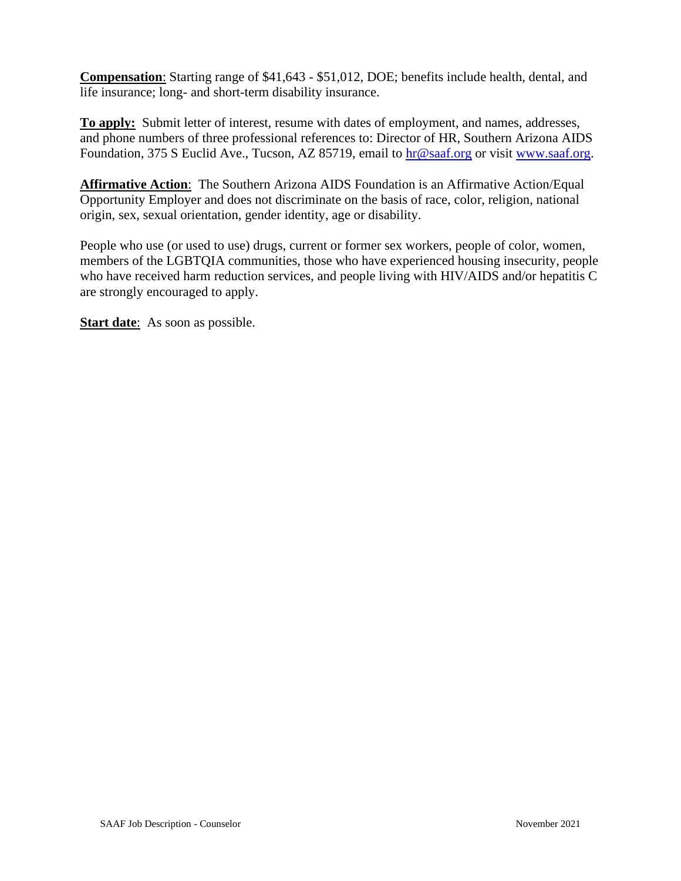**Compensation**: Starting range of $41,643 - $51,012, DOE; benefits include health, dental, and life insurance; long- and short-term disability insurance.

**To apply:** Submit letter of interest, resume with dates of employment, and names, addresses, and phone numbers of three professional references to: Director of HR, Southern Arizona AIDS Foundation, 375 S Euclid Ave., Tucson, AZ 85719, email to hr@saaf.org or visit www.saaf.org.

**Affirmative Action**: The Southern Arizona AIDS Foundation is an Affirmative Action/Equal Opportunity Employer and does not discriminate on the basis of race, color, religion, national origin, sex, sexual orientation, gender identity, age or disability.

People who use (or used to use) drugs, current or former sex workers, people of color, women, members of the LGBTQIA communities, those who have experienced housing insecurity, people who have received harm reduction services, and people living with HIV/AIDS and/or hepatitis C are strongly encouraged to apply.

**Start date**: As soon as possible.